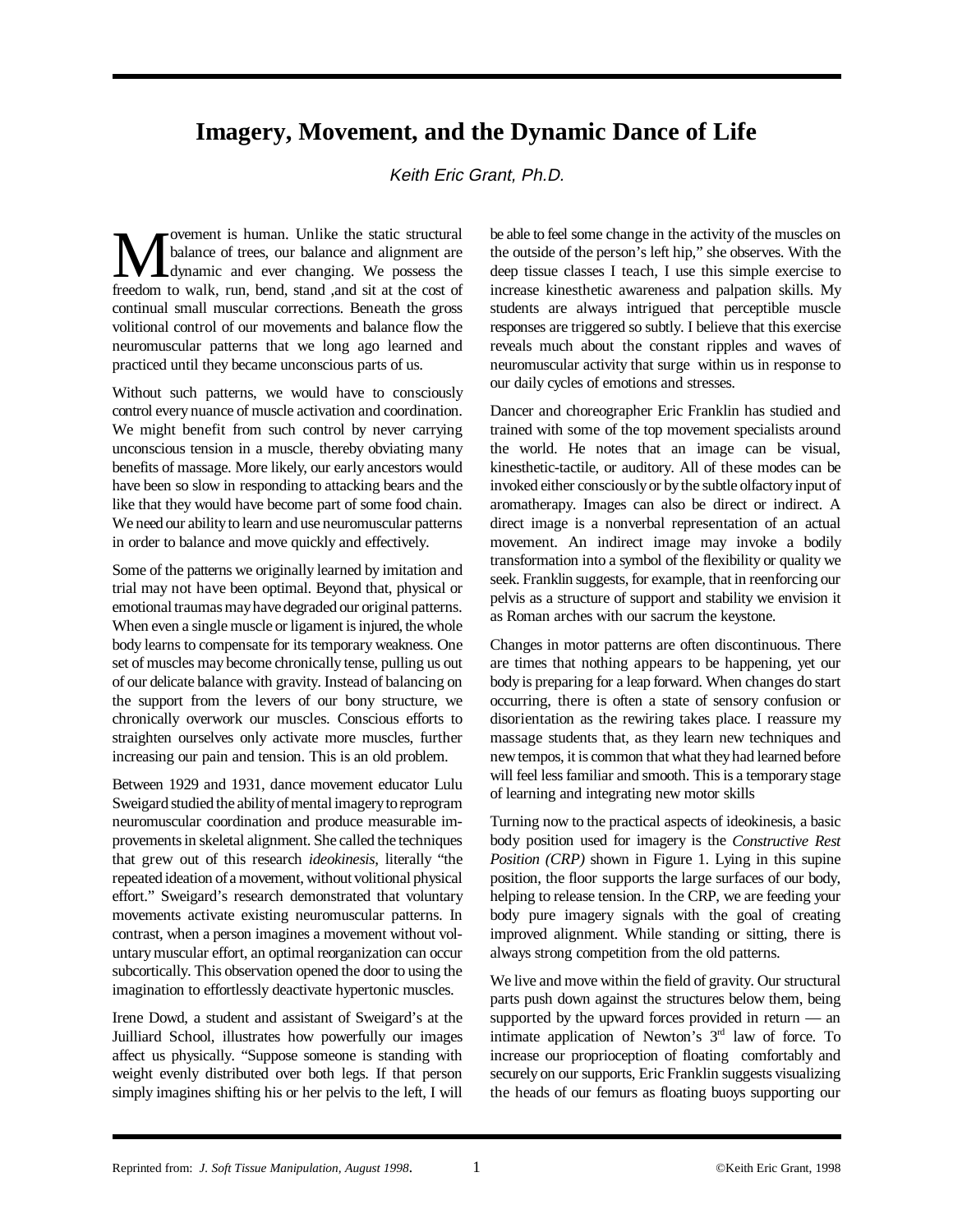# Imagery, Movement, and the Dynamic Dance of Life

*Keith Eric Grant, Ph.D.*

Movement is human. Unlike the static structural balance of trees, our balance and alignment are dynamic and ever changing. We possess the freedom to walk, run, bend, stand ,and sit at the cost of continual small muscular corrections. Beneath the gross volitional control of our movements and balance flow the neuromuscular patterns that we long ago learned and practiced until they became unconscious parts of us.

Without such patterns, we would have to consciously control every nuance of muscle activation and coordination. We might benefit from such control by never carrying unconscious tension in a muscle, thereby obviating many benefits of massage. More likely, our early ancestors would have been so slow in responding to attacking bears and the like that they would have become part of some food chain. We need our ability to learn and use neuromuscular patterns in order to balance and move quickly and effectively.

Some of the patterns we originally learned by imitation and trial may not have been optimal. Beyond that, physical or emotional traumas may have degraded our original patterns. When even a single muscle or ligament is injured, the whole body learns to compensate for its temporary weakness. One set of muscles may become chronically tense, pulling us out of our delicate balance with gravity. Instead of balancing on the support from the levers of our bony structure, we chronically overwork our muscles. Conscious efforts to straighten ourselves only activate more muscles, further increasing our pain and tension. This is an old problem.

Between 1929 and 1931, dance movement educator Lulu Sweigard studied the ability of mental imagery to reprogram neuromuscular coordination and produce measurable improvements in skeletal alignment. She called the techniques that grew out of this research *ideokinesis*, literally "the repeated ideation of a movement, without volitional physical effort." Sweigard's research demonstrated that voluntary movements activate existing neuromuscular patterns. In contrast, when a person imagines a movement without voluntary muscular effort, an optimal reorganization can occur subcortically. This observation opened the door to using the imagination to effortlessly deactivate hypertonic muscles.

Irene Dowd, a student and assistant of Sweigard's at the Juilliard School, illustrates how powerfully our images affect us physically. "Suppose someone is standing with weight evenly distributed over both legs. If that person simply imagines shifting his or her pelvis to the left, I will be able to feel some change in the activity of the muscles on the outside of the person's left hip," she observes. With the deep tissue classes I teach, I use this simple exercise to increase kinesthetic awareness and palpation skills. My students are always intrigued that perceptible muscle responses are triggered so subtly. I believe that this exercise reveals much about the constant ripples and waves of neuromuscular activity that surge within us in response to our daily cycles of emotions and stresses.

Dancer and choreographer Eric Franklin has studied and trained with some of the top movement specialists around the world. He notes that an image can be visual, kinesthetic-tactile, or auditory. All of these modes can be invoked either consciously or by the subtle olfactory input of aromatherapy. Images can also be direct or indirect. A direct image is a nonverbal representation of an actual movement. An indirect image may invoke a bodily transformation into a symbol of the flexibility or quality we seek. Franklin suggests, for example, that in reenforcing our pelvis as a structure of support and stability we envision it as Roman arches with our sacrum the keystone.

Changes in motor patterns are often discontinuous. There are times that nothing appears to be happening, yet our body is preparing for a leap forward. When changes do start occurring, there is often a state of sensory confusion or disorientation as the rewiring takes place. I reassure my massage students that, as they learn new techniques and new tempos, it is common that what they had learned before will feel less familiar and smooth. This is a temporary stage of learning and integrating new motor skills

Turning now to the practical aspects of ideokinesis, a basic body position used for imagery is the *Constructive Rest Position (CRP)* shown in Figure 1. Lying in this supine position, the floor supports the large surfaces of our body, helping to release tension. In the CRP, we are feeding your body pure imagery signals with the goal of creating improved alignment. While standing or sitting, there is always strong competition from the old patterns.

We live and move within the field of gravity. Our structural parts push down against the structures below them, being supported by the upward forces provided in return — an intimate application of Newton's 3rd law of force. To increase our proprioception of floating comfortably and securely on our supports, Eric Franklin suggests visualizing the heads of our femurs as floating buoys supporting our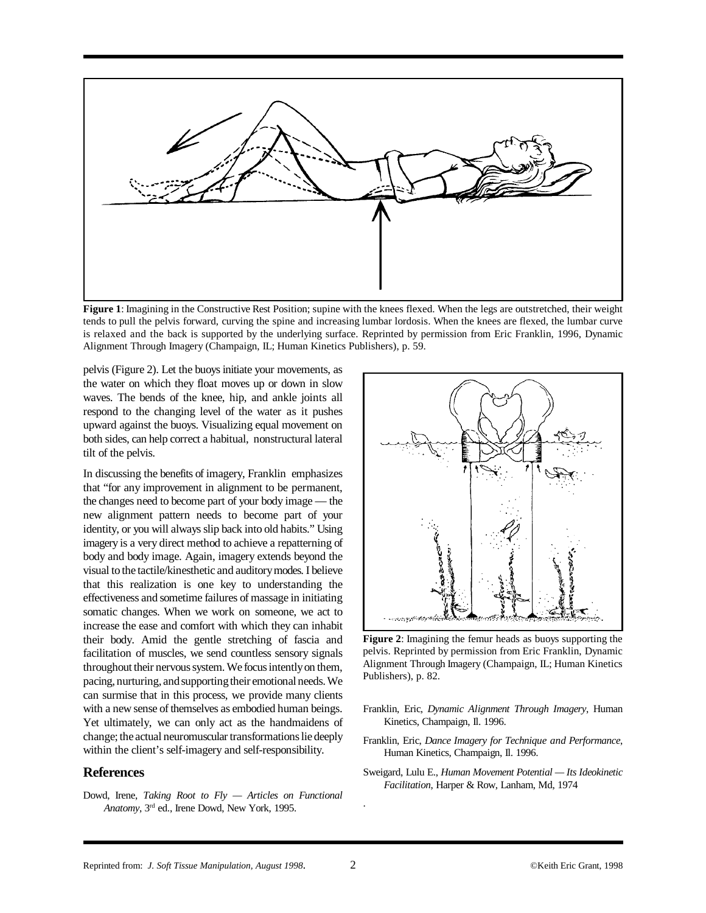**Figure 1**: Imagining in the Constructive Rest Position; supine with the knees flexed. When the legs are outstretched, their weight tends to pull the pelvis forward, curving the spine and increasing lumbar lordosis. When the knees are flexed, the lumbar curve is relaxed and the back is supported by the underlying surface. Reprinted by permission from Eric Franklin, 1996, Dynamic Alignment Through Imagery (Champaign, IL; Human Kinetics Publishers), p. 59.

pelvis (Figure 2). Let the buoys initiate your movements, as the water on which they float moves up or down in slow waves. The bends of the knee, hip, and ankle joints all respond to the changing level of the water as it pushes upward against the buoys. Visualizing equal movement on both sides, can help correct a habitual, nonstructural lateral tilt of the pelvis.

In discussing the benefits of imagery, Franklin emphasizes that "for any improvement in alignment to be permanent, the changes need to become part of your body image — the new alignment pattern needs to become part of your identity, or you will always slip back into old habits." Using imagery is a very direct method to achieve a repatterning of body and body image. Again, imagery extends beyond the visual to the tactile/kinesthetic and auditory modes. I believe that this realization is one key to understanding the effectiveness and sometime failures of massage in initiating somatic changes. When we work on someone, we act to increase the ease and comfort with which they can inhabit their body. Amid the gentle stretching of fascia and facilitation of muscles, we send countless sensory signals throughout their nervous system. We focus intently on them, pacing, nurturing, and supporting their emotional needs. We can surmise that in this process, we provide many clients with a new sense of themselves as embodied human beings. Yet ultimately, we can only act as the handmaidens of change; the actual neuromuscular transformations lie deeply within the client's self-imagery and self-responsibility.

**Figure 2**: Imagining the femur heads as buoys supporting the pelvis. Reprinted by permission from Eric Franklin, Dynamic Alignment Through Imagery (Champaign, IL; Human Kinetics Publishers), p. 82.

## References

Dowd, Irene, *Taking Root to Fly — Articles on Functional Anatomy*, 3rd ed., Irene Dowd, New York, 1995.

Franklin, Eric, *Dynamic Alignment Through Imagery*, Human Kinetics, Champaign, Il. 1996.

Franklin, Eric, *Dance Imagery for Technique and Performance*, Human Kinetics, Champaign, Il. 1996.

Sweigard, Lulu E., *Human Movement Potential — Its Ideokinetic Facilitation*, Harper & Row, Lanham, Md, 1974